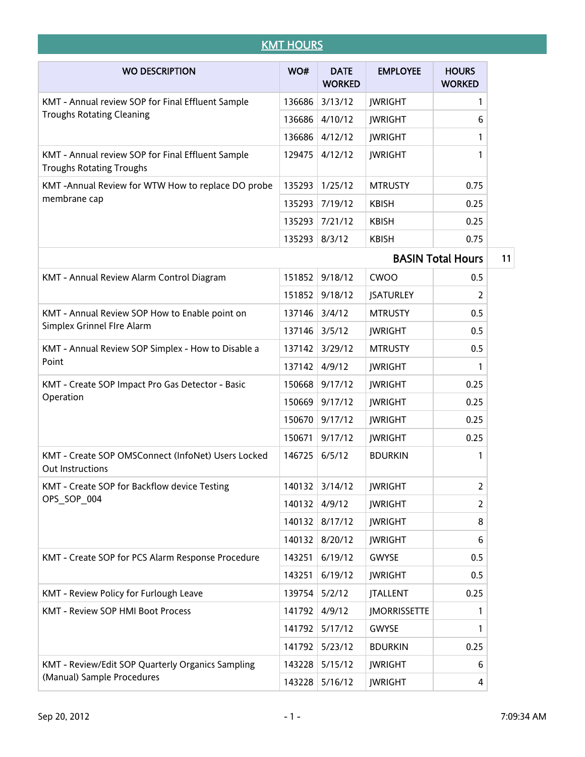# KMT HOURS

| WO DESCRIPTION | WO# | DATE WORKED | EMPLOYEE | HOURS WORKED | |
|---|---|---|---|---|---|
| KMT - Annual review SOP for Final Effluent Sample Troughs Rotating Cleaning | 136686 | 3/13/12 | JWRIGHT | 1 | |
| | 136686 | 4/10/12 | JWRIGHT | 6 | |
| | 136686 | 4/12/12 | JWRIGHT | 1 | |
| KMT - Annual review SOP for Final Effluent Sample Troughs Rotating Troughs | 129475 | 4/12/12 | JWRIGHT | 1 | |
| KMT -Annual Review for WTW How to replace DO probe membrane cap | 135293 | 1/25/12 | MTRUSTY | 0.75 | |
| | 135293 | 7/19/12 | KBISH | 0.25 | |
| | 135293 | 7/21/12 | KBISH | 0.25 | |
| | 135293 | 8/3/12 | KBISH | 0.75 | |
| | | | | **BASIN Total Hours** | 11 |
| KMT - Annual Review Alarm Control Diagram | 151852 | 9/18/12 | CWOO | 0.5 | |
| | 151852 | 9/18/12 | JSATURLEY | 2 | |
| KMT - Annual Review SOP How to Enable point on Simplex Grinnel FIre Alarm | 137146 | 3/4/12 | MTRUSTY | 0.5 | |
| | 137146 | 3/5/12 | JWRIGHT | 0.5 | |
| KMT - Annual Review SOP Simplex - How to Disable a Point | 137142 | 3/29/12 | MTRUSTY | 0.5 | |
| | 137142 | 4/9/12 | JWRIGHT | 1 | |
| KMT - Create SOP Impact Pro Gas Detector - Basic Operation | 150668 | 9/17/12 | JWRIGHT | 0.25 | |
| | 150669 | 9/17/12 | JWRIGHT | 0.25 | |
| | 150670 | 9/17/12 | JWRIGHT | 0.25 | |
| | 150671 | 9/17/12 | JWRIGHT | 0.25 | |
| KMT - Create SOP OMSConnect (InfoNet) Users Locked Out Instructions | 146725 | 6/5/12 | BDURKIN | 1 | |
| KMT - Create SOP for Backflow device Testing OPS_SOP_004 | 140132 | 3/14/12 | JWRIGHT | 2 | |
| | 140132 | 4/9/12 | JWRIGHT | 2 | |
| | 140132 | 8/17/12 | JWRIGHT | 8 | |
| | 140132 | 8/20/12 | JWRIGHT | 6 | |
| KMT - Create SOP for PCS Alarm Response Procedure | 143251 | 6/19/12 | GWYSE | 0.5 | |
| | 143251 | 6/19/12 | JWRIGHT | 0.5 | |
| KMT - Review Policy for Furlough Leave | 139754 | 5/2/12 | JTALLENT | 0.25 | |
| KMT - Review SOP HMI Boot Process | 141792 | 4/9/12 | JMORRISSETTE | 1 | |
| | 141792 | 5/17/12 | GWYSE | 1 | |
| | 141792 | 5/23/12 | BDURKIN | 0.25 | |
| KMT - Review/Edit SOP Quarterly Organics Sampling (Manual) Sample Procedures | 143228 | 5/15/12 | JWRIGHT | 6 | |
| | 143228 | 5/16/12 | JWRIGHT | 4 | |

Sep 20, 2012 7:09:34 AM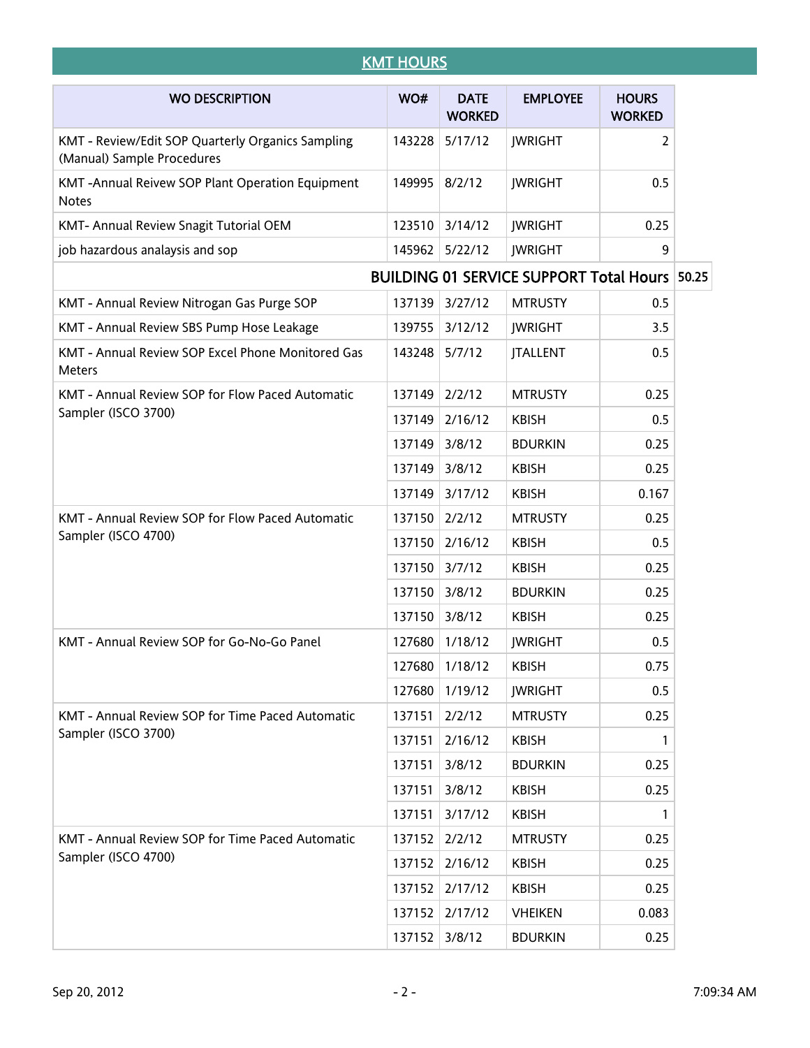## KMT HOURS

| WO DESCRIPTION | WO# | DATE WORKED | EMPLOYEE | HOURS WORKED | |
|---|---|---|---|---|---|
| KMT - Review/Edit SOP Quarterly Organics Sampling (Manual) Sample Procedures | 143228 | 5/17/12 | JWRIGHT | 2 | |
| KMT -Annual Reivew SOP Plant Operation Equipment Notes | 149995 | 8/2/12 | JWRIGHT | 0.5 | |
| KMT- Annual Review Snagit Tutorial OEM | 123510 | 3/14/12 | JWRIGHT | 0.25 | |
| job hazardous analaysis and sop | 145962 | 5/22/12 | JWRIGHT | 9 | |
| **BUILDING 01 SERVICE SUPPORT Total Hours** | | | | | **50.25** |
| KMT - Annual Review Nitrogan Gas Purge SOP | 137139 | 3/27/12 | MTRUSTY | 0.5 | |
| KMT - Annual Review SBS Pump Hose Leakage | 139755 | 3/12/12 | JWRIGHT | 3.5 | |
| KMT - Annual Review SOP Excel Phone Monitored Gas Meters | 143248 | 5/7/12 | JTALLENT | 0.5 | |
| KMT - Annual Review SOP for Flow Paced Automatic Sampler (ISCO 3700) | 137149 | 2/2/12 | MTRUSTY | 0.25 | |
| | 137149 | 2/16/12 | KBISH | 0.5 | |
| | 137149 | 3/8/12 | BDURKIN | 0.25 | |
| | 137149 | 3/8/12 | KBISH | 0.25 | |
| | 137149 | 3/17/12 | KBISH | 0.167 | |
| KMT - Annual Review SOP for Flow Paced Automatic Sampler (ISCO 4700) | 137150 | 2/2/12 | MTRUSTY | 0.25 | |
| | 137150 | 2/16/12 | KBISH | 0.5 | |
| | 137150 | 3/7/12 | KBISH | 0.25 | |
| | 137150 | 3/8/12 | BDURKIN | 0.25 | |
| | 137150 | 3/8/12 | KBISH | 0.25 | |
| KMT - Annual Review SOP for Go-No-Go Panel | 127680 | 1/18/12 | JWRIGHT | 0.5 | |
| | 127680 | 1/18/12 | KBISH | 0.75 | |
| | 127680 | 1/19/12 | JWRIGHT | 0.5 | |
| KMT - Annual Review SOP for Time Paced Automatic Sampler (ISCO 3700) | 137151 | 2/2/12 | MTRUSTY | 0.25 | |
| | 137151 | 2/16/12 | KBISH | 1 | |
| | 137151 | 3/8/12 | BDURKIN | 0.25 | |
| | 137151 | 3/8/12 | KBISH | 0.25 | |
| | 137151 | 3/17/12 | KBISH | 1 | |
| KMT - Annual Review SOP for Time Paced Automatic Sampler (ISCO 4700) | 137152 | 2/2/12 | MTRUSTY | 0.25 | |
| | 137152 | 2/16/12 | KBISH | 0.25 | |
| | 137152 | 2/17/12 | KBISH | 0.25 | |
| | 137152 | 2/17/12 | VHEIKEN | 0.083 | |
| | 137152 | 3/8/12 | BDURKIN | 0.25 | |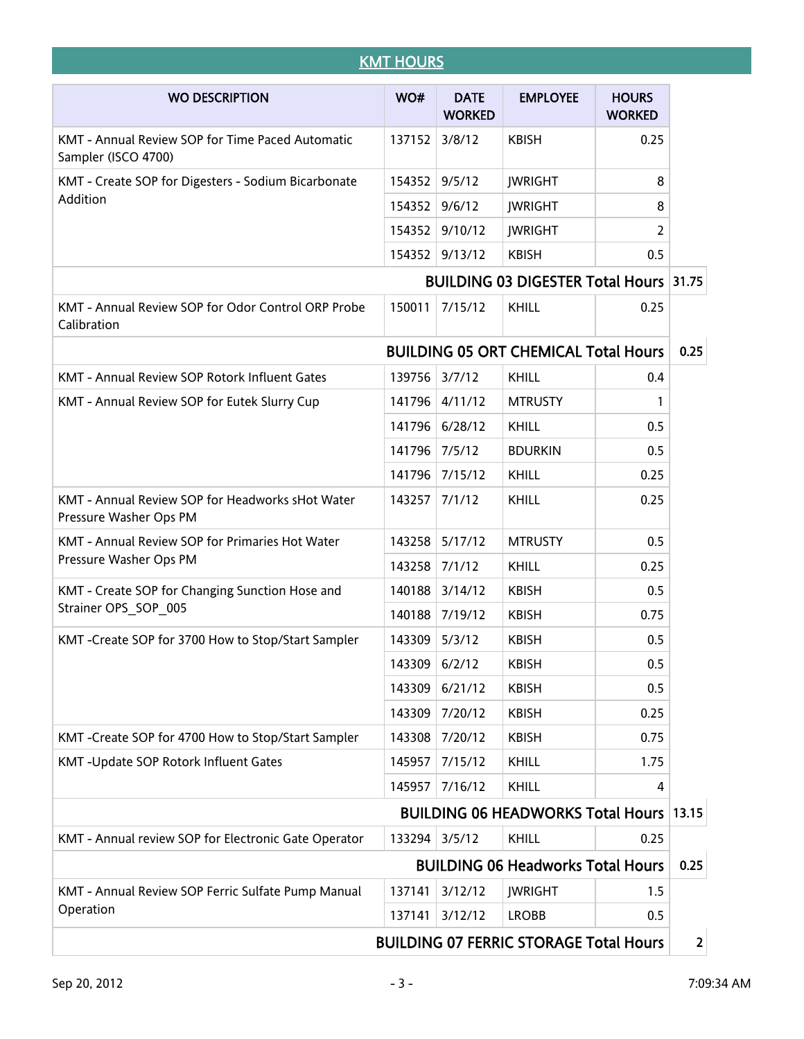## KMT HOURS

| WO DESCRIPTION | WO# | DATE WORKED | EMPLOYEE | HOURS WORKED | |
|---|---|---|---|---|---|
| KMT - Annual Review SOP for Time Paced Automatic Sampler (ISCO 4700) | 137152 | 3/8/12 | KBISH | 0.25 | |
| KMT - Create SOP for Digesters - Sodium Bicarbonate Addition | 154352 | 9/5/12 | JWRIGHT | 8 | |
| | 154352 | 9/6/12 | JWRIGHT | 8 | |
| | 154352 | 9/10/12 | JWRIGHT | 2 | |
| | 154352 | 9/13/12 | KBISH | 0.5 | |
| **BUILDING 03 DIGESTER Total Hours** | | | | | **31.75** |
| KMT - Annual Review SOP for Odor Control ORP Probe Calibration | 150011 | 7/15/12 | KHILL | 0.25 | |
| **BUILDING 05 ORT CHEMICAL Total Hours** | | | | | **0.25** |
| KMT - Annual Review SOP Rotork Influent Gates | 139756 | 3/7/12 | KHILL | 0.4 | |
| KMT - Annual Review SOP for Eutek Slurry Cup | 141796 | 4/11/12 | MTRUSTY | 1 | |
| | 141796 | 6/28/12 | KHILL | 0.5 | |
| | 141796 | 7/5/12 | BDURKIN | 0.5 | |
| | 141796 | 7/15/12 | KHILL | 0.25 | |
| KMT - Annual Review SOP for Headworks sHot Water Pressure Washer Ops PM | 143257 | 7/1/12 | KHILL | 0.25 | |
| KMT - Annual Review SOP for Primaries Hot Water Pressure Washer Ops PM | 143258 | 5/17/12 | MTRUSTY | 0.5 | |
| | 143258 | 7/1/12 | KHILL | 0.25 | |
| KMT - Create SOP for Changing Sunction Hose and Strainer OPS_SOP_005 | 140188 | 3/14/12 | KBISH | 0.5 | |
| | 140188 | 7/19/12 | KBISH | 0.75 | |
| KMT -Create SOP for 3700 How to Stop/Start Sampler | 143309 | 5/3/12 | KBISH | 0.5 | |
| | 143309 | 6/2/12 | KBISH | 0.5 | |
| | 143309 | 6/21/12 | KBISH | 0.5 | |
| | 143309 | 7/20/12 | KBISH | 0.25 | |
| KMT -Create SOP for 4700 How to Stop/Start Sampler | 143308 | 7/20/12 | KBISH | 0.75 | |
| KMT -Update SOP Rotork Influent Gates | 145957 | 7/15/12 | KHILL | 1.75 | |
| | 145957 | 7/16/12 | KHILL | 4 | |
| **BUILDING 06 HEADWORKS Total Hours** | | | | | **13.15** |
| KMT - Annual review SOP for Electronic Gate Operator | 133294 | 3/5/12 | KHILL | 0.25 | |
| **BUILDING 06 Headworks Total Hours** | | | | | **0.25** |
| KMT - Annual Review SOP Ferric Sulfate Pump Manual Operation | 137141 | 3/12/12 | JWRIGHT | 1.5 | |
| | 137141 | 3/12/12 | LROBB | 0.5 | |
| **BUILDING 07 FERRIC STORAGE Total Hours** | | | | | **2** |

Sep 20, 2012 7:09:34 AM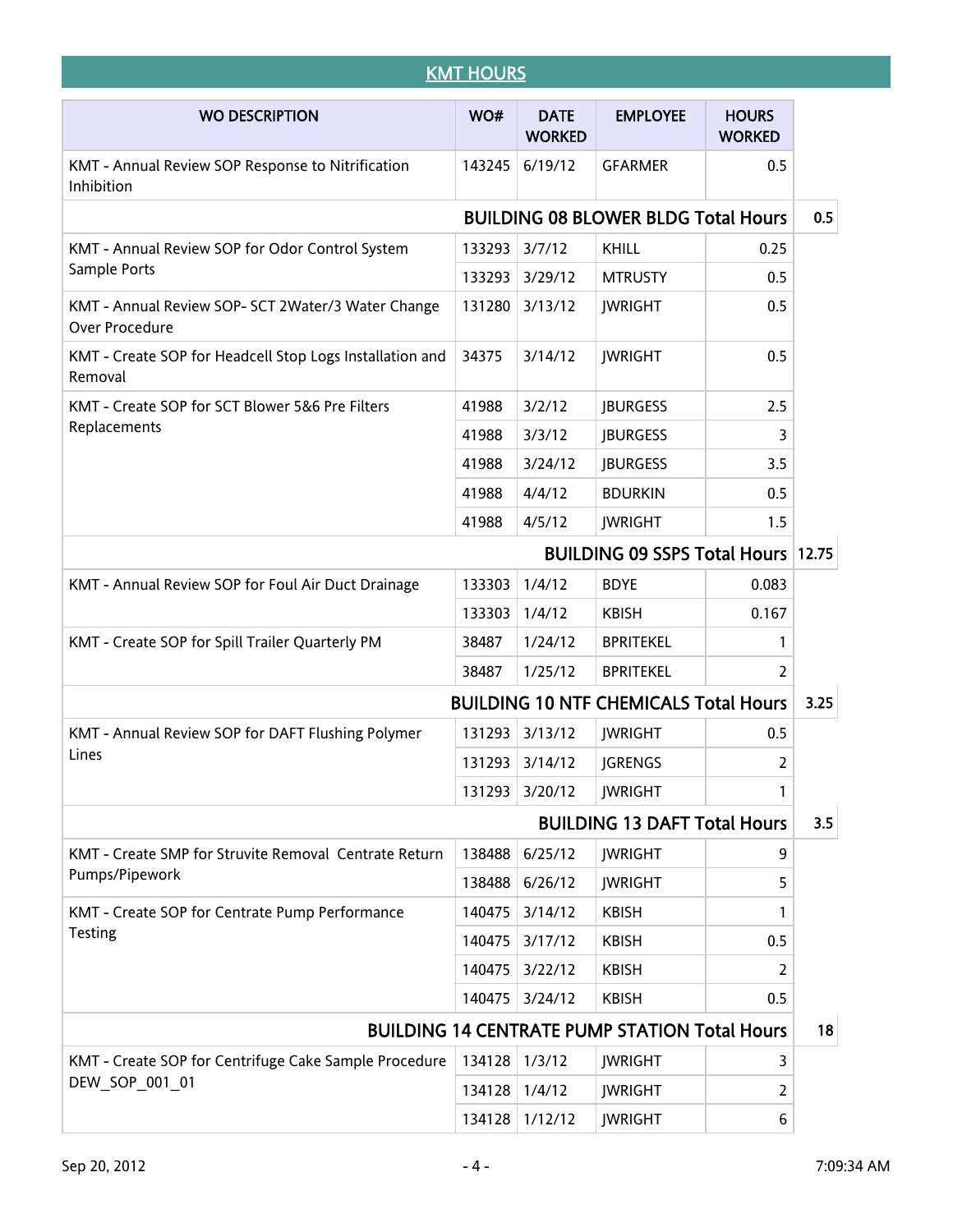## KMT HOURS

| WO DESCRIPTION | WO# | DATE WORKED | EMPLOYEE | HOURS WORKED | |
|---|---|---|---|---|---|
| KMT - Annual Review SOP Response to Nitrification Inhibition | 143245 | 6/19/12 | GFARMER | 0.5 | |
| **BUILDING 08 BLOWER BLDG Total Hours** | | | | | **0.5** |
| KMT - Annual Review SOP for Odor Control System Sample Ports | 133293 | 3/7/12 | KHILL | 0.25 | |
| | 133293 | 3/29/12 | MTRUSTY | 0.5 | |
| KMT - Annual Review SOP- SCT 2Water/3 Water Change Over Procedure | 131280 | 3/13/12 | JWRIGHT | 0.5 | |
| KMT - Create SOP for Headcell Stop Logs Installation and Removal | 34375 | 3/14/12 | JWRIGHT | 0.5 | |
| KMT - Create SOP for SCT Blower 5&6 Pre Filters Replacements | 41988 | 3/2/12 | JBURGESS | 2.5 | |
| | 41988 | 3/3/12 | JBURGESS | 3 | |
| | 41988 | 3/24/12 | JBURGESS | 3.5 | |
| | 41988 | 4/4/12 | BDURKIN | 0.5 | |
| | 41988 | 4/5/12 | JWRIGHT | 1.5 | |
| **BUILDING 09 SSPS Total Hours** | | | | | **12.75** |
| KMT - Annual Review SOP for Foul Air Duct Drainage | 133303 | 1/4/12 | BDYE | 0.083 | |
| | 133303 | 1/4/12 | KBISH | 0.167 | |
| KMT - Create SOP for Spill Trailer Quarterly PM | 38487 | 1/24/12 | BPRITEKEL | 1 | |
| | 38487 | 1/25/12 | BPRITEKEL | 2 | |
| **BUILDING 10 NTF CHEMICALS Total Hours** | | | | | **3.25** |
| KMT - Annual Review SOP for DAFT Flushing Polymer Lines | 131293 | 3/13/12 | JWRIGHT | 0.5 | |
| | 131293 | 3/14/12 | JGRENGS | 2 | |
| | 131293 | 3/20/12 | JWRIGHT | 1 | |
| **BUILDING 13 DAFT Total Hours** | | | | | **3.5** |
| KMT - Create SMP for Struvite Removal Centrate Return Pumps/Pipework | 138488 | 6/25/12 | JWRIGHT | 9 | |
| | 138488 | 6/26/12 | JWRIGHT | 5 | |
| KMT - Create SOP for Centrate Pump Performance Testing | 140475 | 3/14/12 | KBISH | 1 | |
| | 140475 | 3/17/12 | KBISH | 0.5 | |
| | 140475 | 3/22/12 | KBISH | 2 | |
| | 140475 | 3/24/12 | KBISH | 0.5 | |
| **BUILDING 14 CENTRATE PUMP STATION Total Hours** | | | | | **18** |
| KMT - Create SOP for Centrifuge Cake Sample Procedure DEW_SOP_001_01 | 134128 | 1/3/12 | JWRIGHT | 3 | |
| | 134128 | 1/4/12 | JWRIGHT | 2 | |
| | 134128 | 1/12/12 | JWRIGHT | 6 | |

Sep 20, 2012 7:09:34 AM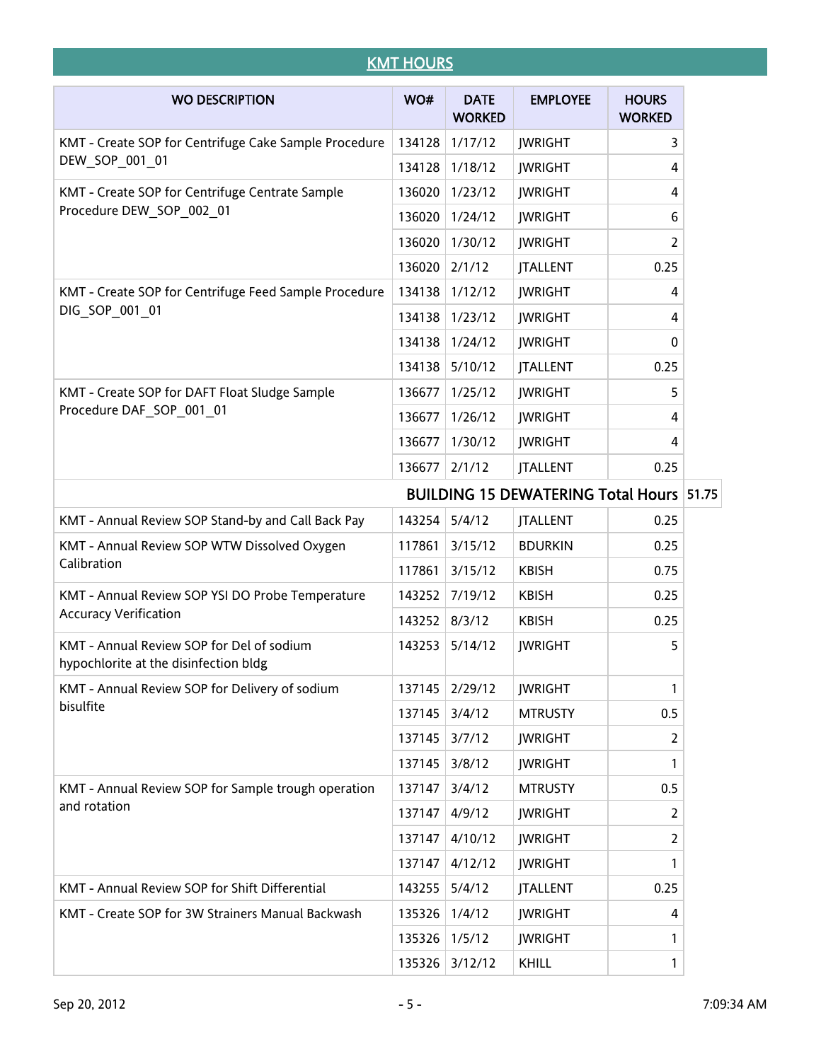## KMT HOURS

| WO DESCRIPTION | WO# | DATE WORKED | EMPLOYEE | HOURS WORKED | |
|---|---|---|---|---|---|
| KMT - Create SOP for Centrifuge Cake Sample Procedure DEW_SOP_001_01 | 134128 | 1/17/12 | JWRIGHT | 3 | |
| | 134128 | 1/18/12 | JWRIGHT | 4 | |
| KMT - Create SOP for Centrifuge Centrate Sample Procedure DEW_SOP_002_01 | 136020 | 1/23/12 | JWRIGHT | 4 | |
| | 136020 | 1/24/12 | JWRIGHT | 6 | |
| | 136020 | 1/30/12 | JWRIGHT | 2 | |
| | 136020 | 2/1/12 | JTALLENT | 0.25 | |
| KMT - Create SOP for Centrifuge Feed Sample Procedure DIG_SOP_001_01 | 134138 | 1/12/12 | JWRIGHT | 4 | |
| | 134138 | 1/23/12 | JWRIGHT | 4 | |
| | 134138 | 1/24/12 | JWRIGHT | 0 | |
| | 134138 | 5/10/12 | JTALLENT | 0.25 | |
| KMT - Create SOP for DAFT Float Sludge Sample Procedure DAF_SOP_001_01 | 136677 | 1/25/12 | JWRIGHT | 5 | |
| | 136677 | 1/26/12 | JWRIGHT | 4 | |
| | 136677 | 1/30/12 | JWRIGHT | 4 | |
| | 136677 | 2/1/12 | JTALLENT | 0.25 | |
| **BUILDING 15 DEWATERING Total Hours** | | | | | 51.75 |
| KMT - Annual Review SOP Stand-by and Call Back Pay | 143254 | 5/4/12 | JTALLENT | 0.25 | |
| KMT - Annual Review SOP WTW Dissolved Oxygen Calibration | 117861 | 3/15/12 | BDURKIN | 0.25 | |
| | 117861 | 3/15/12 | KBISH | 0.75 | |
| KMT - Annual Review SOP YSI DO Probe Temperature Accuracy Verification | 143252 | 7/19/12 | KBISH | 0.25 | |
| | 143252 | 8/3/12 | KBISH | 0.25 | |
| KMT - Annual Review SOP for Del of sodium hypochlorite at the disinfection bldg | 143253 | 5/14/12 | JWRIGHT | 5 | |
| KMT - Annual Review SOP for Delivery of sodium bisulfite | 137145 | 2/29/12 | JWRIGHT | 1 | |
| | 137145 | 3/4/12 | MTRUSTY | 0.5 | |
| | 137145 | 3/7/12 | JWRIGHT | 2 | |
| | 137145 | 3/8/12 | JWRIGHT | 1 | |
| KMT - Annual Review SOP for Sample trough operation and rotation | 137147 | 3/4/12 | MTRUSTY | 0.5 | |
| | 137147 | 4/9/12 | JWRIGHT | 2 | |
| | 137147 | 4/10/12 | JWRIGHT | 2 | |
| | 137147 | 4/12/12 | JWRIGHT | 1 | |
| KMT - Annual Review SOP for Shift Differential | 143255 | 5/4/12 | JTALLENT | 0.25 | |
| KMT - Create SOP for 3W Strainers Manual Backwash | 135326 | 1/4/12 | JWRIGHT | 4 | |
| | 135326 | 1/5/12 | JWRIGHT | 1 | |
| | 135326 | 3/12/12 | KHILL | 1 | |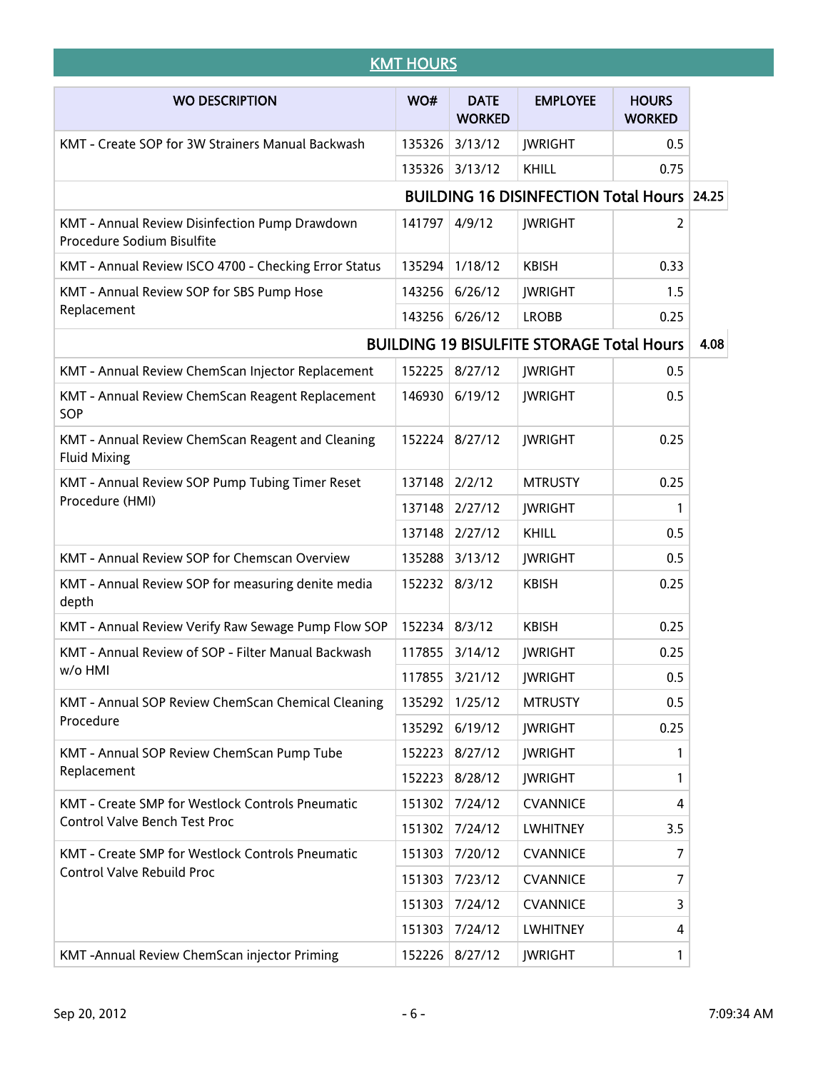## KMT HOURS

| WO DESCRIPTION | WO# | DATE WORKED | EMPLOYEE | HOURS WORKED | |
|---|---|---|---|---|---|
| KMT - Create SOP for 3W Strainers Manual Backwash | 135326 | 3/13/12 | JWRIGHT | 0.5 | |
| | 135326 | 3/13/12 | KHILL | 0.75 | |
| **BUILDING 16 DISINFECTION Total Hours** | | | | | **24.25** |
| KMT - Annual Review Disinfection Pump Drawdown Procedure Sodium Bisulfite | 141797 | 4/9/12 | JWRIGHT | 2 | |
| KMT - Annual Review ISCO 4700 - Checking Error Status | 135294 | 1/18/12 | KBISH | 0.33 | |
| KMT - Annual Review SOP for SBS Pump Hose Replacement | 143256 | 6/26/12 | JWRIGHT | 1.5 | |
| | 143256 | 6/26/12 | LROBB | 0.25 | |
| **BUILDING 19 BISULFITE STORAGE Total Hours** | | | | | **4.08** |
| KMT - Annual Review ChemScan Injector Replacement | 152225 | 8/27/12 | JWRIGHT | 0.5 | |
| KMT - Annual Review ChemScan Reagent Replacement SOP | 146930 | 6/19/12 | JWRIGHT | 0.5 | |
| KMT - Annual Review ChemScan Reagent and Cleaning Fluid Mixing | 152224 | 8/27/12 | JWRIGHT | 0.25 | |
| KMT - Annual Review SOP Pump Tubing Timer Reset Procedure (HMI) | 137148 | 2/2/12 | MTRUSTY | 0.25 | |
| | 137148 | 2/27/12 | JWRIGHT | 1 | |
| | 137148 | 2/27/12 | KHILL | 0.5 | |
| KMT - Annual Review SOP for Chemscan Overview | 135288 | 3/13/12 | JWRIGHT | 0.5 | |
| KMT - Annual Review SOP for measuring denite media depth | 152232 | 8/3/12 | KBISH | 0.25 | |
| KMT - Annual Review Verify Raw Sewage Pump Flow SOP | 152234 | 8/3/12 | KBISH | 0.25 | |
| KMT - Annual Review of SOP - Filter Manual Backwash w/o HMI | 117855 | 3/14/12 | JWRIGHT | 0.25 | |
| | 117855 | 3/21/12 | JWRIGHT | 0.5 | |
| KMT - Annual SOP Review ChemScan Chemical Cleaning Procedure | 135292 | 1/25/12 | MTRUSTY | 0.5 | |
| | 135292 | 6/19/12 | JWRIGHT | 0.25 | |
| KMT - Annual SOP Review ChemScan Pump Tube Replacement | 152223 | 8/27/12 | JWRIGHT | 1 | |
| | 152223 | 8/28/12 | JWRIGHT | 1 | |
| KMT - Create SMP for Westlock Controls Pneumatic Control Valve Bench Test Proc | 151302 | 7/24/12 | CVANNICE | 4 | |
| | 151302 | 7/24/12 | LWHITNEY | 3.5 | |
| KMT - Create SMP for Westlock Controls Pneumatic Control Valve Rebuild Proc | 151303 | 7/20/12 | CVANNICE | 7 | |
| | 151303 | 7/23/12 | CVANNICE | 7 | |
| | 151303 | 7/24/12 | CVANNICE | 3 | |
| | 151303 | 7/24/12 | LWHITNEY | 4 | |
| KMT -Annual Review ChemScan injector Priming | 152226 | 8/27/12 | JWRIGHT | 1 | |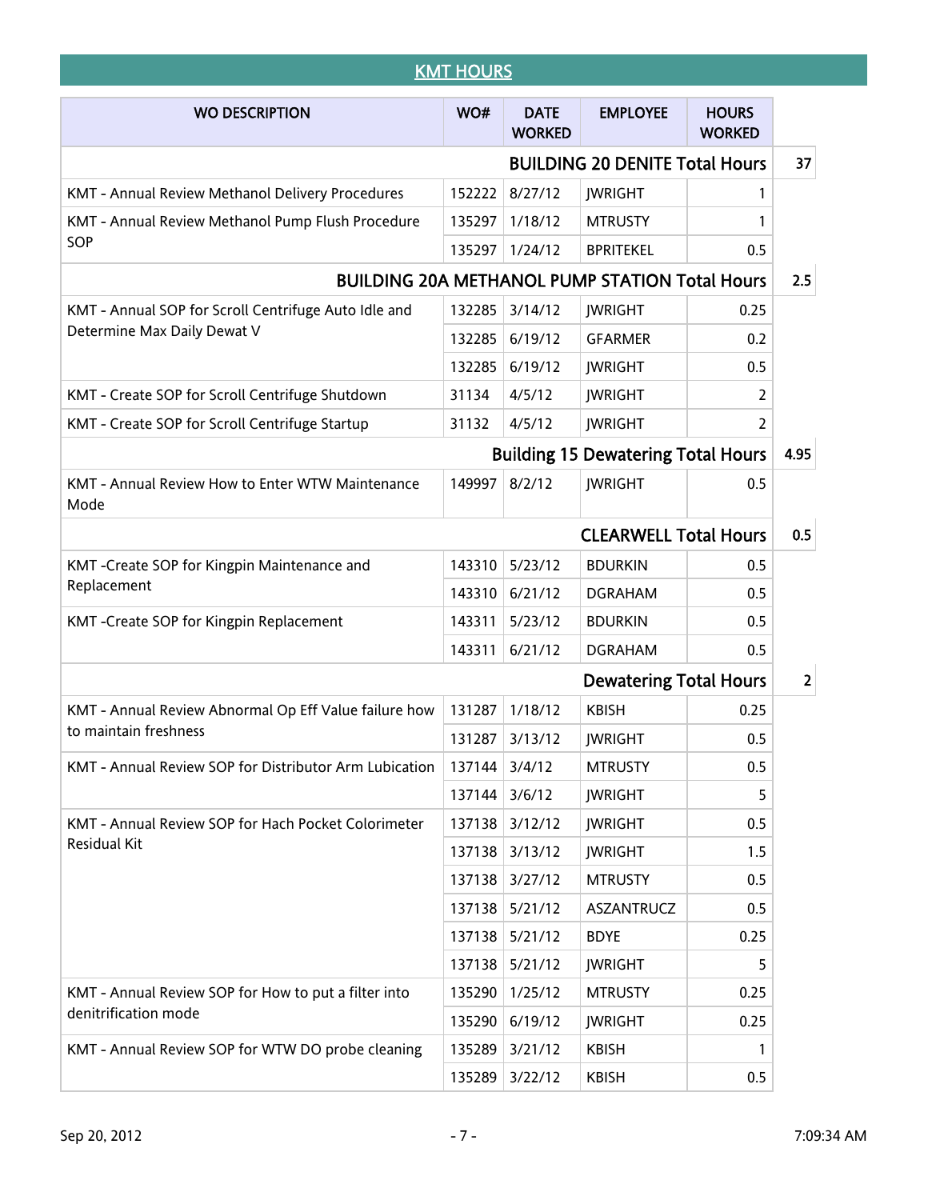## KMT HOURS

| WO DESCRIPTION | WO# | DATE WORKED | EMPLOYEE | HOURS WORKED | |
|---|---|---|---|---|---|
| | | | BUILDING 20 DENITE Total Hours | | 37 |
| KMT - Annual Review Methanol Delivery Procedures | 152222 | 8/27/12 | JWRIGHT | 1 | |
| KMT - Annual Review Methanol Pump Flush Procedure SOP | 135297 | 1/18/12 | MTRUSTY | 1 | |
| | 135297 | 1/24/12 | BPRITEKEL | 0.5 | |
| | | | BUILDING 20A METHANOL PUMP STATION Total Hours | | 2.5 |
| KMT - Annual SOP for Scroll Centrifuge Auto Idle and Determine Max Daily Dewat V | 132285 | 3/14/12 | JWRIGHT | 0.25 | |
| | 132285 | 6/19/12 | GFARMER | 0.2 | |
| | 132285 | 6/19/12 | JWRIGHT | 0.5 | |
| KMT - Create SOP for Scroll Centrifuge Shutdown | 31134 | 4/5/12 | JWRIGHT | 2 | |
| KMT - Create SOP for Scroll Centrifuge Startup | 31132 | 4/5/12 | JWRIGHT | 2 | |
| | | | Building 15 Dewatering Total Hours | | 4.95 |
| KMT - Annual Review How to Enter WTW Maintenance Mode | 149997 | 8/2/12 | JWRIGHT | 0.5 | |
| | | | CLEARWELL Total Hours | | 0.5 |
| KMT -Create SOP for Kingpin Maintenance and Replacement | 143310 | 5/23/12 | BDURKIN | 0.5 | |
| | 143310 | 6/21/12 | DGRAHAM | 0.5 | |
| KMT -Create SOP for Kingpin Replacement | 143311 | 5/23/12 | BDURKIN | 0.5 | |
| | 143311 | 6/21/12 | DGRAHAM | 0.5 | |
| | | | Dewatering Total Hours | | 2 |
| KMT - Annual Review Abnormal Op Eff Value failure how to maintain freshness | 131287 | 1/18/12 | KBISH | 0.25 | |
| | 131287 | 3/13/12 | JWRIGHT | 0.5 | |
| KMT - Annual Review SOP for Distributor Arm Lubication | 137144 | 3/4/12 | MTRUSTY | 0.5 | |
| | 137144 | 3/6/12 | JWRIGHT | 5 | |
| KMT - Annual Review SOP for Hach Pocket Colorimeter Residual Kit | 137138 | 3/12/12 | JWRIGHT | 0.5 | |
| | 137138 | 3/13/12 | JWRIGHT | 1.5 | |
| | 137138 | 3/27/12 | MTRUSTY | 0.5 | |
| | 137138 | 5/21/12 | ASZANTRUCZ | 0.5 | |
| | 137138 | 5/21/12 | BDYE | 0.25 | |
| | 137138 | 5/21/12 | JWRIGHT | 5 | |
| KMT - Annual Review SOP for How to put a filter into denitrification mode | 135290 | 1/25/12 | MTRUSTY | 0.25 | |
| | 135290 | 6/19/12 | JWRIGHT | 0.25 | |
| KMT - Annual Review SOP for WTW DO probe cleaning | 135289 | 3/21/12 | KBISH | 1 | |
| | 135289 | 3/22/12 | KBISH | 0.5 | |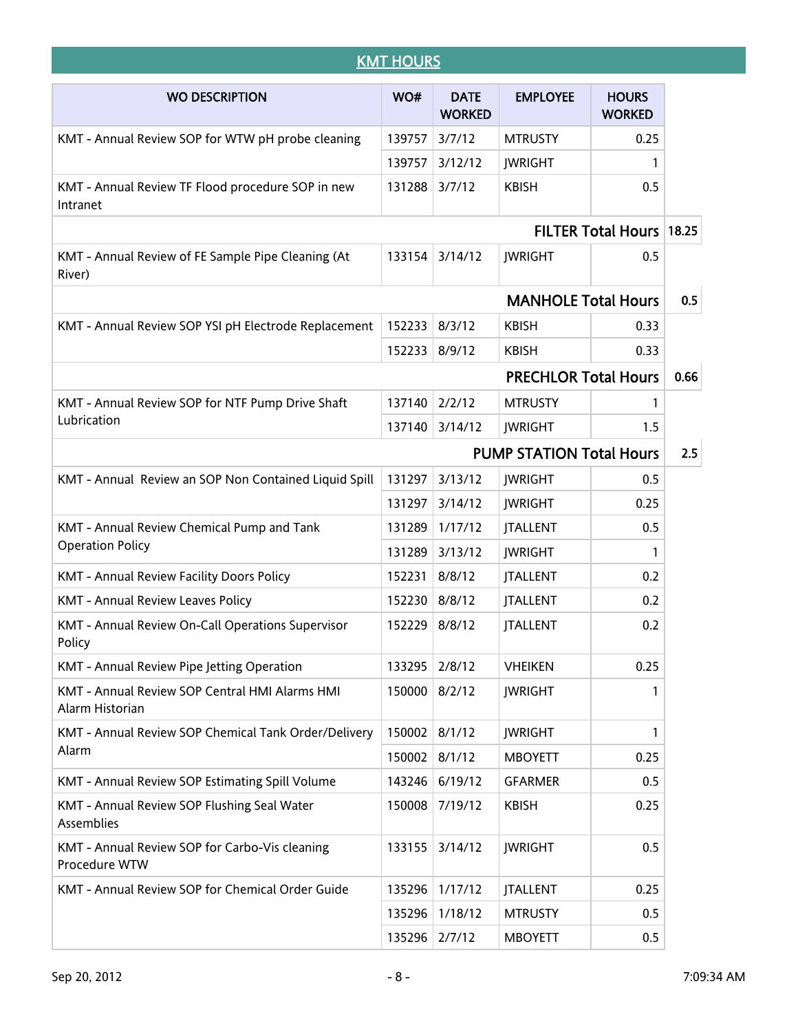## KMT HOURS

| WO DESCRIPTION | WO# | DATE WORKED | EMPLOYEE | HOURS WORKED | |
|---|---|---|---|---|---|
| KMT - Annual Review SOP for WTW pH probe cleaning | 139757 | 3/7/12 | MTRUSTY | 0.25 | |
| | 139757 | 3/12/12 | JWRIGHT | 1 | |
| KMT - Annual Review TF Flood procedure SOP in new Intranet | 131288 | 3/7/12 | KBISH | 0.5 | |
| | | | | **FILTER Total Hours** | **18.25** |
| KMT - Annual Review of FE Sample Pipe Cleaning (At River) | 133154 | 3/14/12 | JWRIGHT | 0.5 | |
| | | | | **MANHOLE Total Hours** | **0.5** |
| KMT - Annual Review SOP YSI pH Electrode Replacement | 152233 | 8/3/12 | KBISH | 0.33 | |
| | 152233 | 8/9/12 | KBISH | 0.33 | |
| | | | | **PRECHLOR Total Hours** | **0.66** |
| KMT - Annual Review SOP for NTF Pump Drive Shaft Lubrication | 137140 | 2/2/12 | MTRUSTY | 1 | |
| | 137140 | 3/14/12 | JWRIGHT | 1.5 | |
| | | | | **PUMP STATION Total Hours** | **2.5** |
| KMT - Annual Review an SOP Non Contained Liquid Spill | 131297 | 3/13/12 | JWRIGHT | 0.5 | |
| | 131297 | 3/14/12 | JWRIGHT | 0.25 | |
| KMT - Annual Review Chemical Pump and Tank Operation Policy | 131289 | 1/17/12 | JTALLENT | 0.5 | |
| | 131289 | 3/13/12 | JWRIGHT | 1 | |
| KMT - Annual Review Facility Doors Policy | 152231 | 8/8/12 | JTALLENT | 0.2 | |
| KMT - Annual Review Leaves Policy | 152230 | 8/8/12 | JTALLENT | 0.2 | |
| KMT - Annual Review On-Call Operations Supervisor Policy | 152229 | 8/8/12 | JTALLENT | 0.2 | |
| KMT - Annual Review Pipe Jetting Operation | 133295 | 2/8/12 | VHEIKEN | 0.25 | |
| KMT - Annual Review SOP Central HMI Alarms HMI Alarm Historian | 150000 | 8/2/12 | JWRIGHT | 1 | |
| KMT - Annual Review SOP Chemical Tank Order/Delivery Alarm | 150002 | 8/1/12 | JWRIGHT | 1 | |
| | 150002 | 8/1/12 | MBOYETT | 0.25 | |
| KMT - Annual Review SOP Estimating Spill Volume | 143246 | 6/19/12 | GFARMER | 0.5 | |
| KMT - Annual Review SOP Flushing Seal Water Assemblies | 150008 | 7/19/12 | KBISH | 0.25 | |
| KMT - Annual Review SOP for Carbo-Vis cleaning Procedure WTW | 133155 | 3/14/12 | JWRIGHT | 0.5 | |
| KMT - Annual Review SOP for Chemical Order Guide | 135296 | 1/17/12 | JTALLENT | 0.25 | |
| | 135296 | 1/18/12 | MTRUSTY | 0.5 | |
| | 135296 | 2/7/12 | MBOYETT | 0.5 | |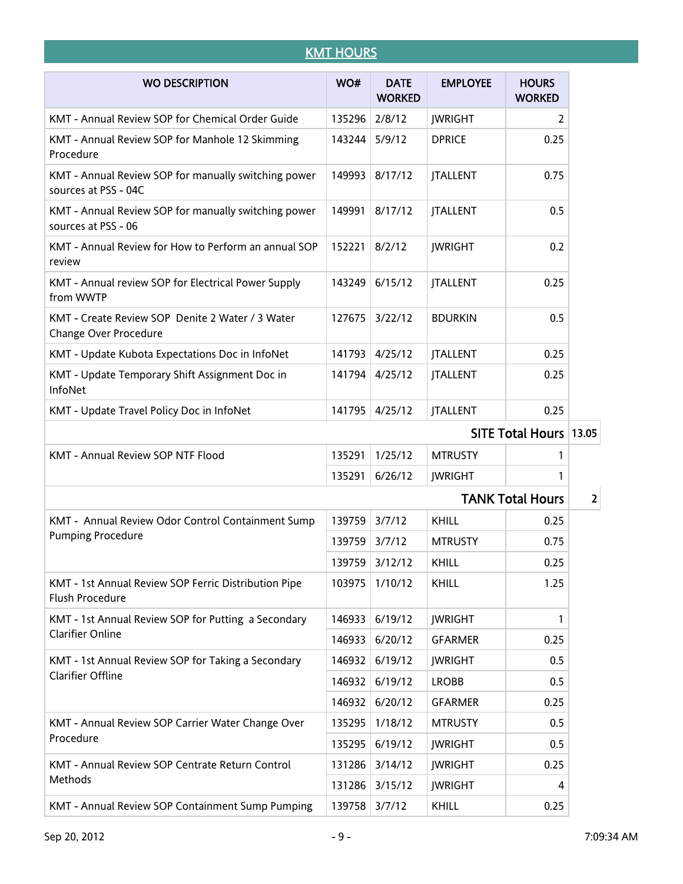## KMT HOURS

| WO DESCRIPTION | WO# | DATE WORKED | EMPLOYEE | HOURS WORKED | |
|---|---|---|---|---|---|
| KMT - Annual Review SOP for Chemical Order Guide | 135296 | 2/8/12 | JWRIGHT | 2 | |
| KMT - Annual Review SOP for Manhole 12 Skimming Procedure | 143244 | 5/9/12 | DPRICE | 0.25 | |
| KMT - Annual Review SOP for manually switching power sources at PSS - 04C | 149993 | 8/17/12 | JTALLENT | 0.75 | |
| KMT - Annual Review SOP for manually switching power sources at PSS - 06 | 149991 | 8/17/12 | JTALLENT | 0.5 | |
| KMT - Annual Review for How to Perform an annual SOP review | 152221 | 8/2/12 | JWRIGHT | 0.2 | |
| KMT - Annual review SOP for Electrical Power Supply from WWTP | 143249 | 6/15/12 | JTALLENT | 0.25 | |
| KMT - Create Review SOP Denite 2 Water / 3 Water Change Over Procedure | 127675 | 3/22/12 | BDURKIN | 0.5 | |
| KMT - Update Kubota Expectations Doc in InfoNet | 141793 | 4/25/12 | JTALLENT | 0.25 | |
| KMT - Update Temporary Shift Assignment Doc in InfoNet | 141794 | 4/25/12 | JTALLENT | 0.25 | |
| KMT - Update Travel Policy Doc in InfoNet | 141795 | 4/25/12 | JTALLENT | 0.25 | |
| | | | | **SITE Total Hours** | **13.05** |
| KMT - Annual Review SOP NTF Flood | 135291 | 1/25/12 | MTRUSTY | 1 | |
| | 135291 | 6/26/12 | JWRIGHT | 1 | |
| | | | | **TANK Total Hours** | **2** |
| KMT - Annual Review Odor Control Containment Sump Pumping Procedure | 139759 | 3/7/12 | KHILL | 0.25 | |
| | 139759 | 3/7/12 | MTRUSTY | 0.75 | |
| | 139759 | 3/12/12 | KHILL | 0.25 | |
| KMT - 1st Annual Review SOP Ferric Distribution Pipe Flush Procedure | 103975 | 1/10/12 | KHILL | 1.25 | |
| KMT - 1st Annual Review SOP for Putting a Secondary Clarifier Online | 146933 | 6/19/12 | JWRIGHT | 1 | |
| | 146933 | 6/20/12 | GFARMER | 0.25 | |
| KMT - 1st Annual Review SOP for Taking a Secondary Clarifier Offline | 146932 | 6/19/12 | JWRIGHT | 0.5 | |
| | 146932 | 6/19/12 | LROBB | 0.5 | |
| | 146932 | 6/20/12 | GFARMER | 0.25 | |
| KMT - Annual Review SOP Carrier Water Change Over Procedure | 135295 | 1/18/12 | MTRUSTY | 0.5 | |
| | 135295 | 6/19/12 | JWRIGHT | 0.5 | |
| KMT - Annual Review SOP Centrate Return Control Methods | 131286 | 3/14/12 | JWRIGHT | 0.25 | |
| | 131286 | 3/15/12 | JWRIGHT | 4 | |
| KMT - Annual Review SOP Containment Sump Pumping | 139758 | 3/7/12 | KHILL | 0.25 | |

Sep 20, 2012 7:09:34 AM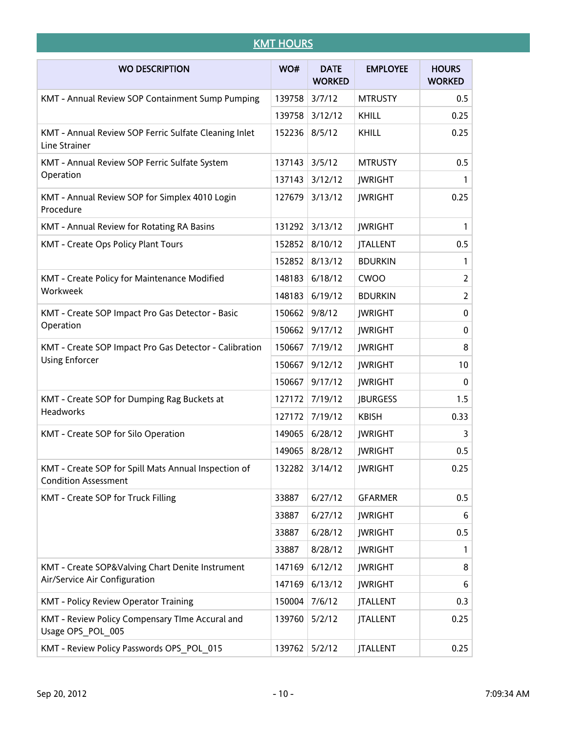## KMT HOURS

| WO DESCRIPTION | WO# | DATE WORKED | EMPLOYEE | HOURS WORKED |
|---|---|---|---|---|
| KMT - Annual Review SOP Containment Sump Pumping | 139758 | 3/7/12 | MTRUSTY | 0.5 |
| | 139758 | 3/12/12 | KHILL | 0.25 |
| KMT - Annual Review SOP Ferric Sulfate Cleaning Inlet Line Strainer | 152236 | 8/5/12 | KHILL | 0.25 |
| KMT - Annual Review SOP Ferric Sulfate System Operation | 137143 | 3/5/12 | MTRUSTY | 0.5 |
| | 137143 | 3/12/12 | JWRIGHT | 1 |
| KMT - Annual Review SOP for Simplex 4010 Login Procedure | 127679 | 3/13/12 | JWRIGHT | 0.25 |
| KMT - Annual Review for Rotating RA Basins | 131292 | 3/13/12 | JWRIGHT | 1 |
| KMT - Create Ops Policy Plant Tours | 152852 | 8/10/12 | JTALLENT | 0.5 |
| | 152852 | 8/13/12 | BDURKIN | 1 |
| KMT - Create Policy for Maintenance Modified Workweek | 148183 | 6/18/12 | CWOO | 2 |
| | 148183 | 6/19/12 | BDURKIN | 2 |
| KMT - Create SOP Impact Pro Gas Detector - Basic Operation | 150662 | 9/8/12 | JWRIGHT | 0 |
| | 150662 | 9/17/12 | JWRIGHT | 0 |
| KMT - Create SOP Impact Pro Gas Detector - Calibration Using Enforcer | 150667 | 7/19/12 | JWRIGHT | 8 |
| | 150667 | 9/12/12 | JWRIGHT | 10 |
| | 150667 | 9/17/12 | JWRIGHT | 0 |
| KMT - Create SOP for Dumping Rag Buckets at Headworks | 127172 | 7/19/12 | JBURGESS | 1.5 |
| | 127172 | 7/19/12 | KBISH | 0.33 |
| KMT - Create SOP for Silo Operation | 149065 | 6/28/12 | JWRIGHT | 3 |
| | 149065 | 8/28/12 | JWRIGHT | 0.5 |
| KMT - Create SOP for Spill Mats Annual Inspection of Condition Assessment | 132282 | 3/14/12 | JWRIGHT | 0.25 |
| KMT - Create SOP for Truck Filling | 33887 | 6/27/12 | GFARMER | 0.5 |
| | 33887 | 6/27/12 | JWRIGHT | 6 |
| | 33887 | 6/28/12 | JWRIGHT | 0.5 |
| | 33887 | 8/28/12 | JWRIGHT | 1 |
| KMT - Create SOP&Valving Chart Denite Instrument Air/Service Air Configuration | 147169 | 6/12/12 | JWRIGHT | 8 |
| | 147169 | 6/13/12 | JWRIGHT | 6 |
| KMT - Policy Review Operator Training | 150004 | 7/6/12 | JTALLENT | 0.3 |
| KMT - Review Policy Compensary TIme Accural and Usage OPS_POL_005 | 139760 | 5/2/12 | JTALLENT | 0.25 |
| KMT - Review Policy Passwords OPS_POL_015 | 139762 | 5/2/12 | JTALLENT | 0.25 |

Sep 20, 2012 7:09:34 AM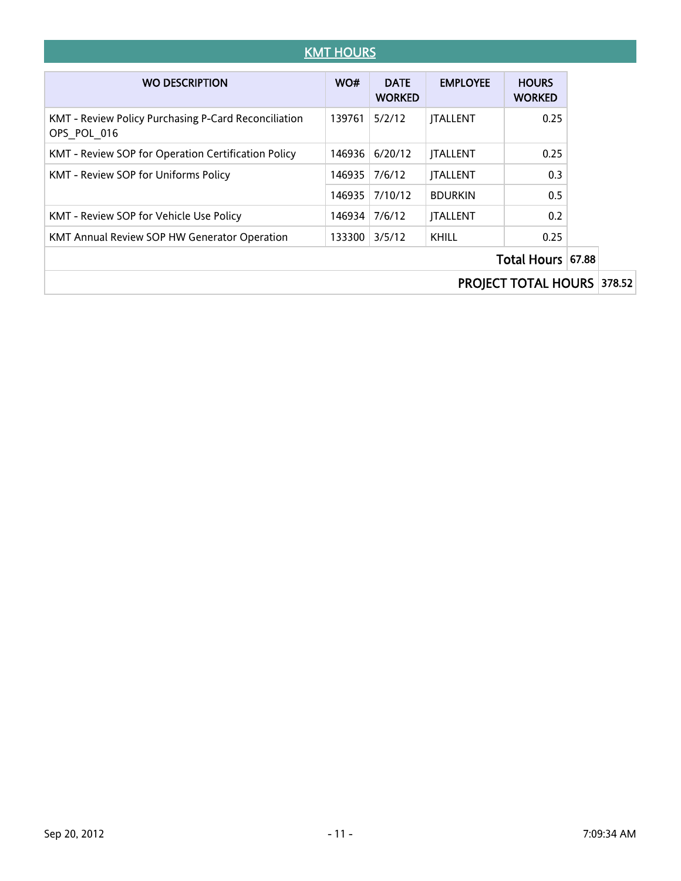## KMT HOURS

| WO DESCRIPTION | WO# | DATE WORKED | EMPLOYEE | HOURS WORKED |
|---|---|---|---|---|
| KMT - Review Policy Purchasing P-Card Reconciliation OPS_POL_016 | 139761 | 5/2/12 | JTALLENT | 0.25 |
| KMT - Review SOP for Operation Certification Policy | 146936 | 6/20/12 | JTALLENT | 0.25 |
| KMT - Review SOP for Uniforms Policy | 146935 | 7/6/12 | JTALLENT | 0.3 |
| | 146935 | 7/10/12 | BDURKIN | 0.5 |
| KMT - Review SOP for Vehicle Use Policy | 146934 | 7/6/12 | JTALLENT | 0.2 |
| KMT Annual Review SOP HW Generator Operation | 133300 | 3/5/12 | KHILL | 0.25 |
| | | | **Total Hours** | **67.88** |
| | | | **PROJECT TOTAL HOURS** | **378.52** |

Sep 20, 2012 7:09:34 AM